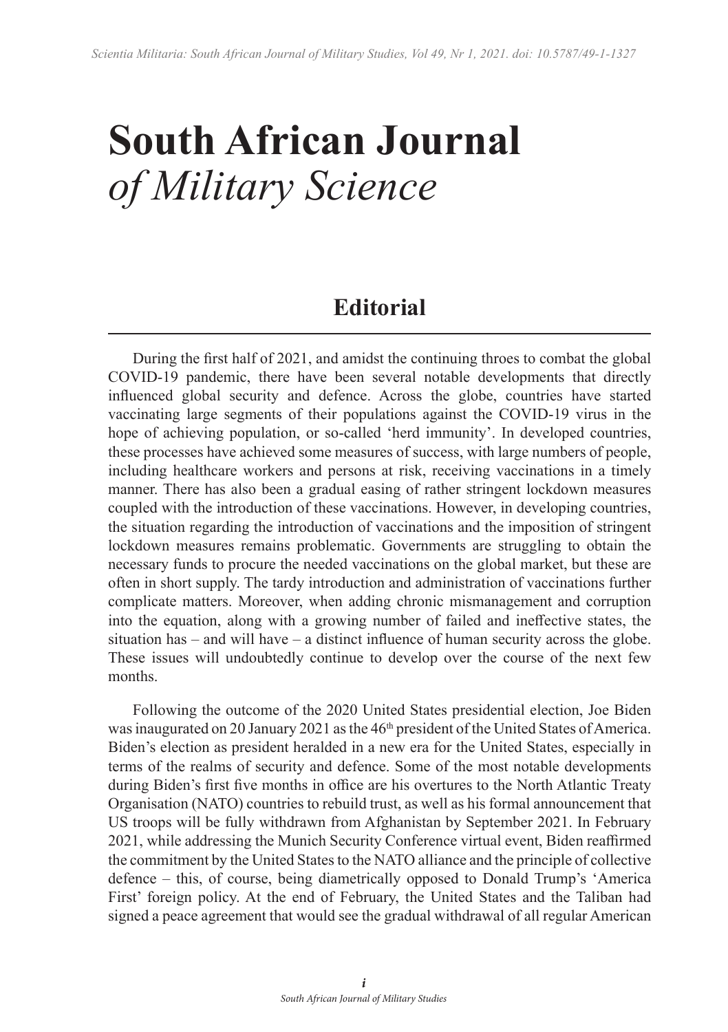# South African Journal *of Military Science*

## Editorial

During the first half of 2021, and amidst the continuing throes to combat the global COVID-19 pandemic, there have been several notable developments that directly influenced global security and defence. Across the globe, countries have started vaccinating large segments of their populations against the COVID-19 virus in the hope of achieving population, or so-called 'herd immunity'. In developed countries, these processes have achieved some measures of success, with large numbers of people, including healthcare workers and persons at risk, receiving vaccinations in a timely manner. There has also been a gradual easing of rather stringent lockdown measures coupled with the introduction of these vaccinations. However, in developing countries, the situation regarding the introduction of vaccinations and the imposition of stringent lockdown measures remains problematic. Governments are struggling to obtain the necessary funds to procure the needed vaccinations on the global market, but these are often in short supply. The tardy introduction and administration of vaccinations further complicate matters. Moreover, when adding chronic mismanagement and corruption into the equation, along with a growing number of failed and ineffective states, the situation has – and will have – a distinct influence of human security across the globe. These issues will undoubtedly continue to develop over the course of the next few months.

Following the outcome of the 2020 United States presidential election, Joe Biden was inaugurated on 20 January 2021 as the 46th president of the United States of America. Biden's election as president heralded in a new era for the United States, especially in terms of the realms of security and defence. Some of the most notable developments during Biden's first five months in office are his overtures to the North Atlantic Treaty Organisation (NATO) countries to rebuild trust, as well as his formal announcement that US troops will be fully withdrawn from Afghanistan by September 2021. In February 2021, while addressing the Munich Security Conference virtual event, Biden reaffirmed the commitment by the United States to the NATO alliance and the principle of collective defence – this, of course, being diametrically opposed to Donald Trump's 'America First' foreign policy. At the end of February, the United States and the Taliban had signed a peace agreement that would see the gradual withdrawal of all regular American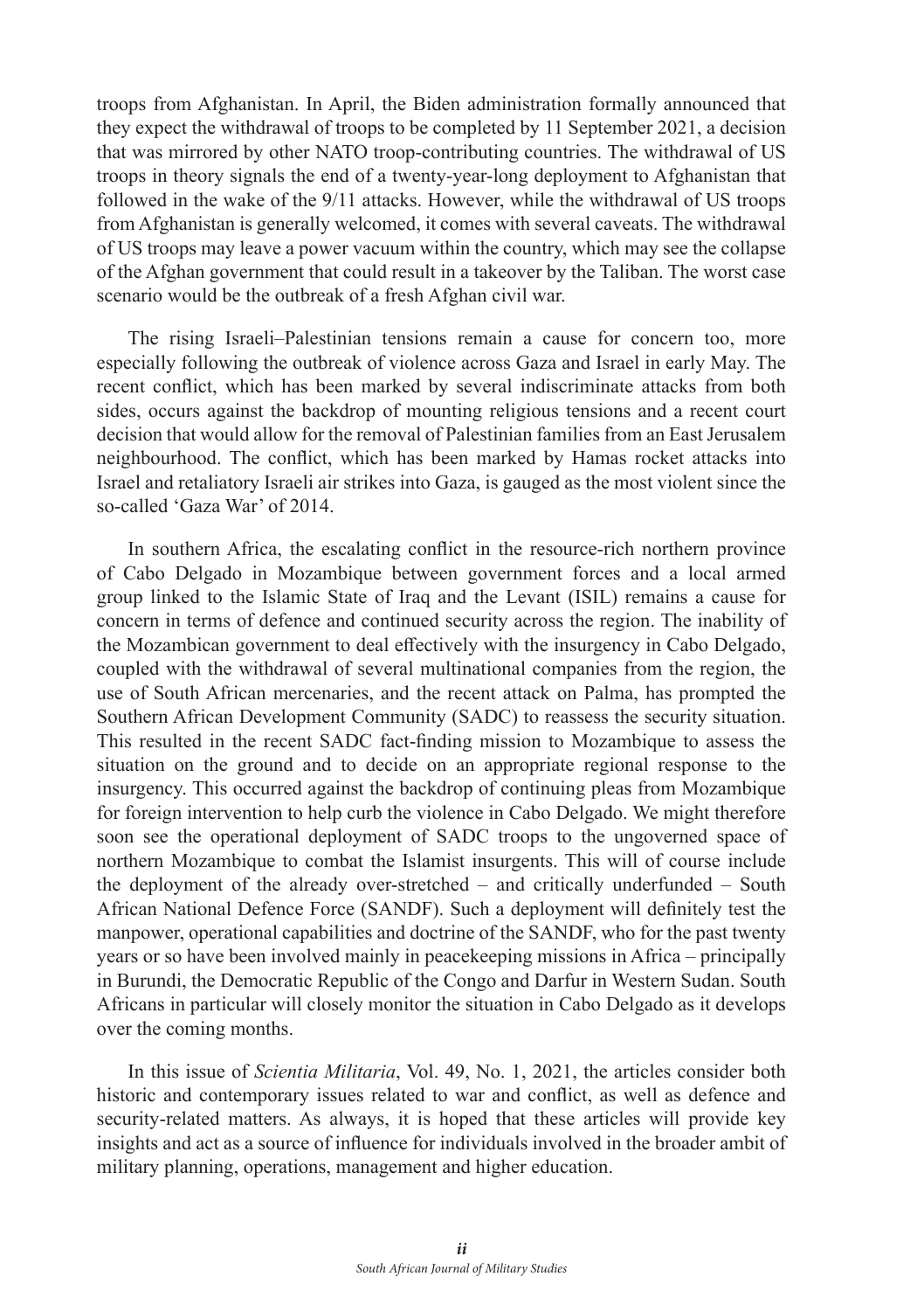troops from Afghanistan. In April, the Biden administration formally announced that they expect the withdrawal of troops to be completed by 11 September 2021, a decision that was mirrored by other NATO troop-contributing countries. The withdrawal of US troops in theory signals the end of a twenty-year-long deployment to Afghanistan that followed in the wake of the 9/11 attacks. However, while the withdrawal of US troops from Afghanistan is generally welcomed, it comes with several caveats. The withdrawal of US troops may leave a power vacuum within the country, which may see the collapse of the Afghan government that could result in a takeover by the Taliban. The worst case scenario would be the outbreak of a fresh Afghan civil war.

The rising Israeli–Palestinian tensions remain a cause for concern too, more especially following the outbreak of violence across Gaza and Israel in early May. The recent conflict, which has been marked by several indiscriminate attacks from both sides, occurs against the backdrop of mounting religious tensions and a recent court decision that would allow for the removal of Palestinian families from an East Jerusalem neighbourhood. The conflict, which has been marked by Hamas rocket attacks into Israel and retaliatory Israeli air strikes into Gaza, is gauged as the most violent since the so-called 'Gaza War' of 2014.

In southern Africa, the escalating conflict in the resource-rich northern province of Cabo Delgado in Mozambique between government forces and a local armed group linked to the Islamic State of Iraq and the Levant (ISIL) remains a cause for concern in terms of defence and continued security across the region. The inability of the Mozambican government to deal effectively with the insurgency in Cabo Delgado, coupled with the withdrawal of several multinational companies from the region, the use of South African mercenaries, and the recent attack on Palma, has prompted the Southern African Development Community (SADC) to reassess the security situation. This resulted in the recent SADC fact-finding mission to Mozambique to assess the situation on the ground and to decide on an appropriate regional response to the insurgency. This occurred against the backdrop of continuing pleas from Mozambique for foreign intervention to help curb the violence in Cabo Delgado. We might therefore soon see the operational deployment of SADC troops to the ungoverned space of northern Mozambique to combat the Islamist insurgents. This will of course include the deployment of the already over-stretched – and critically underfunded – South African National Defence Force (SANDF). Such a deployment will definitely test the manpower, operational capabilities and doctrine of the SANDF, who for the past twenty years or so have been involved mainly in peacekeeping missions in Africa – principally in Burundi, the Democratic Republic of the Congo and Darfur in Western Sudan. South Africans in particular will closely monitor the situation in Cabo Delgado as it develops over the coming months.

In this issue of *Scientia Militaria*, Vol. 49, No. 1, 2021, the articles consider both historic and contemporary issues related to war and conflict, as well as defence and security-related matters. As always, it is hoped that these articles will provide key insights and act as a source of influence for individuals involved in the broader ambit of military planning, operations, management and higher education.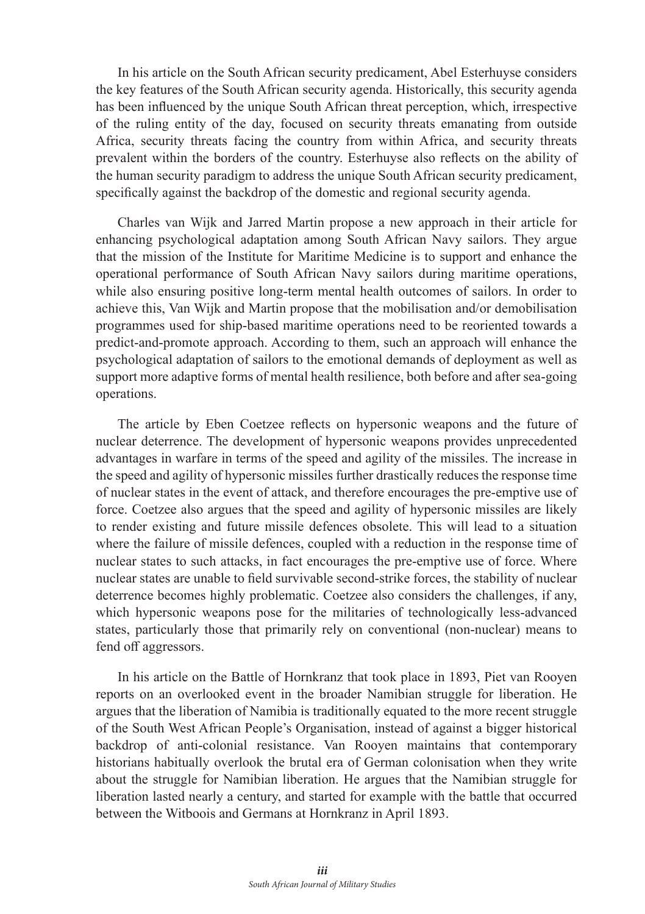In his article on the South African security predicament, Abel Esterhuyse considers the key features of the South African security agenda. Historically, this security agenda has been influenced by the unique South African threat perception, which, irrespective of the ruling entity of the day, focused on security threats emanating from outside Africa, security threats facing the country from within Africa, and security threats prevalent within the borders of the country. Esterhuyse also reflects on the ability of the human security paradigm to address the unique South African security predicament, specifically against the backdrop of the domestic and regional security agenda.

Charles van Wijk and Jarred Martin propose a new approach in their article for enhancing psychological adaptation among South African Navy sailors. They argue that the mission of the Institute for Maritime Medicine is to support and enhance the operational performance of South African Navy sailors during maritime operations, while also ensuring positive long-term mental health outcomes of sailors. In order to achieve this, Van Wijk and Martin propose that the mobilisation and/or demobilisation programmes used for ship-based maritime operations need to be reoriented towards a predict-and-promote approach. According to them, such an approach will enhance the psychological adaptation of sailors to the emotional demands of deployment as well as support more adaptive forms of mental health resilience, both before and after sea-going operations.

The article by Eben Coetzee reflects on hypersonic weapons and the future of nuclear deterrence. The development of hypersonic weapons provides unprecedented advantages in warfare in terms of the speed and agility of the missiles. The increase in the speed and agility of hypersonic missiles further drastically reduces the response time of nuclear states in the event of attack, and therefore encourages the pre-emptive use of force. Coetzee also argues that the speed and agility of hypersonic missiles are likely to render existing and future missile defences obsolete. This will lead to a situation where the failure of missile defences, coupled with a reduction in the response time of nuclear states to such attacks, in fact encourages the pre-emptive use of force. Where nuclear states are unable to field survivable second-strike forces, the stability of nuclear deterrence becomes highly problematic. Coetzee also considers the challenges, if any, which hypersonic weapons pose for the militaries of technologically less-advanced states, particularly those that primarily rely on conventional (non-nuclear) means to fend off aggressors.

In his article on the Battle of Hornkranz that took place in 1893, Piet van Rooyen reports on an overlooked event in the broader Namibian struggle for liberation. He argues that the liberation of Namibia is traditionally equated to the more recent struggle of the South West African People's Organisation, instead of against a bigger historical backdrop of anti-colonial resistance. Van Rooyen maintains that contemporary historians habitually overlook the brutal era of German colonisation when they write about the struggle for Namibian liberation. He argues that the Namibian struggle for liberation lasted nearly a century, and started for example with the battle that occurred between the Witboois and Germans at Hornkranz in April 1893.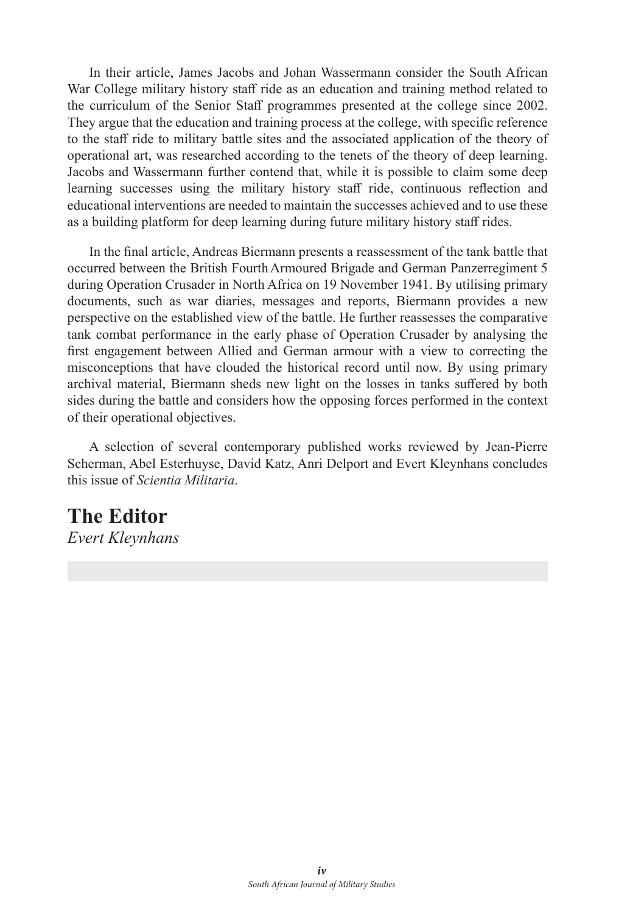In their article, James Jacobs and Johan Wassermann consider the South African War College military history staff ride as an education and training method related to the curriculum of the Senior Staff programmes presented at the college since 2002. They argue that the education and training process at the college, with specific reference to the staff ride to military battle sites and the associated application of the theory of operational art, was researched according to the tenets of the theory of deep learning. Jacobs and Wassermann further contend that, while it is possible to claim some deep learning successes using the military history staff ride, continuous reflection and educational interventions are needed to maintain the successes achieved and to use these as a building platform for deep learning during future military history staff rides.

In the final article, Andreas Biermann presents a reassessment of the tank battle that occurred between the British Fourth Armoured Brigade and German Panzerregiment 5 during Operation Crusader in North Africa on 19 November 1941. By utilising primary documents, such as war diaries, messages and reports, Biermann provides a new perspective on the established view of the battle. He further reassesses the comparative tank combat performance in the early phase of Operation Crusader by analysing the first engagement between Allied and German armour with a view to correcting the misconceptions that have clouded the historical record until now. By using primary archival material, Biermann sheds new light on the losses in tanks suffered by both sides during the battle and considers how the opposing forces performed in the context of their operational objectives.

A selection of several contemporary published works reviewed by Jean-Pierre Scherman, Abel Esterhuyse, David Katz, Anri Delport and Evert Kleynhans concludes this issue of *Scientia Militaria*.

## The Editor

*Evert Kleynhans*